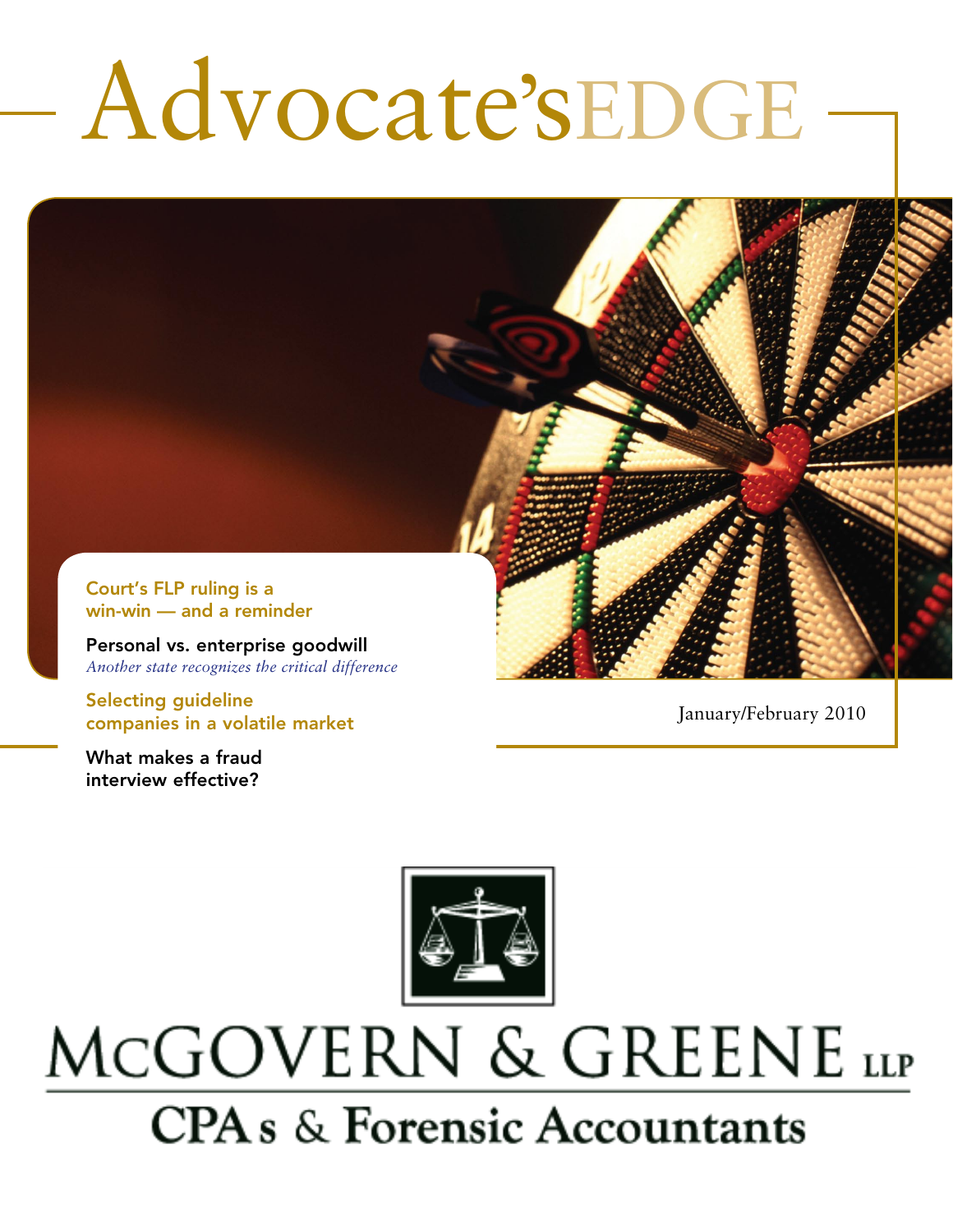# Advocate'sEDGE

Court's FLP ruling is a win-win — and a reminder

Personal vs. enterprise goodwill
*Another state recognizes the critical difference*

Selecting guideline companies in a volatile market

What makes a fraud interview effective?

January/February 2010

McGOVERN & GREENE LLP

CPAs & Forensic Accountants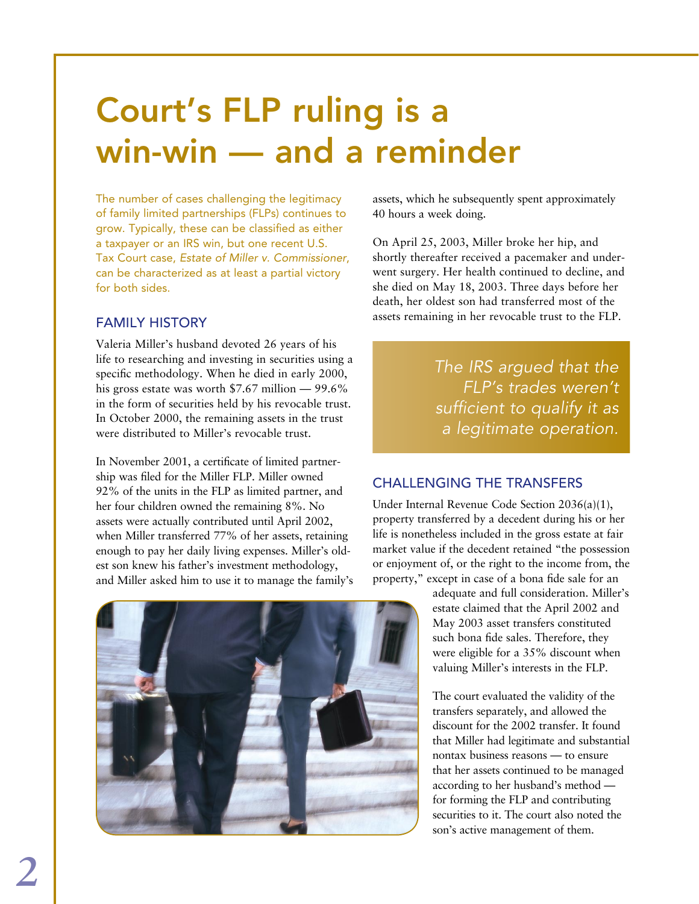# Court's FLP ruling is a win-win — and a reminder

The number of cases challenging the legitimacy of family limited partnerships (FLPs) continues to grow. Typically, these can be classified as either a taxpayer or an IRS win, but one recent U.S. Tax Court case, *Estate of Miller v. Commissioner*, can be characterized as at least a partial victory for both sides.

## FAMILY HISTORY

Valeria Miller's husband devoted 26 years of his life to researching and investing in securities using a specific methodology. When he died in early 2000, his gross estate was worth $7.67 million — 99.6% in the form of securities held by his revocable trust. In October 2000, the remaining assets in the trust were distributed to Miller's revocable trust.

In November 2001, a certificate of limited partnership was filed for the Miller FLP. Miller owned 92% of the units in the FLP as limited partner, and her four children owned the remaining 8%. No assets were actually contributed until April 2002, when Miller transferred 77% of her assets, retaining enough to pay her daily living expenses. Miller's oldest son knew his father's investment methodology, and Miller asked him to use it to manage the family's assets, which he subsequently spent approximately 40 hours a week doing.

On April 25, 2003, Miller broke her hip, and shortly thereafter received a pacemaker and underwent surgery. Her health continued to decline, and she died on May 18, 2003. Three days before her death, her oldest son had transferred most of the assets remaining in her revocable trust to the FLP.

> *The IRS argued that the FLP's trades weren't sufficient to qualify it as a legitimate operation.*

## CHALLENGING THE TRANSFERS

Under Internal Revenue Code Section 2036(a)(1), property transferred by a decedent during his or her life is nonetheless included in the gross estate at fair market value if the decedent retained "the possession or enjoyment of, or the right to the income from, the property," except in case of a bona fide sale for an adequate and full consideration. Miller's estate claimed that the April 2002 and May 2003 asset transfers constituted such bona fide sales. Therefore, they were eligible for a 35% discount when valuing Miller's interests in the FLP.

The court evaluated the validity of the transfers separately, and allowed the discount for the 2002 transfer. It found that Miller had legitimate and substantial nontax business reasons — to ensure that her assets continued to be managed according to her husband's method — for forming the FLP and contributing securities to it. The court also noted the son's active management of them.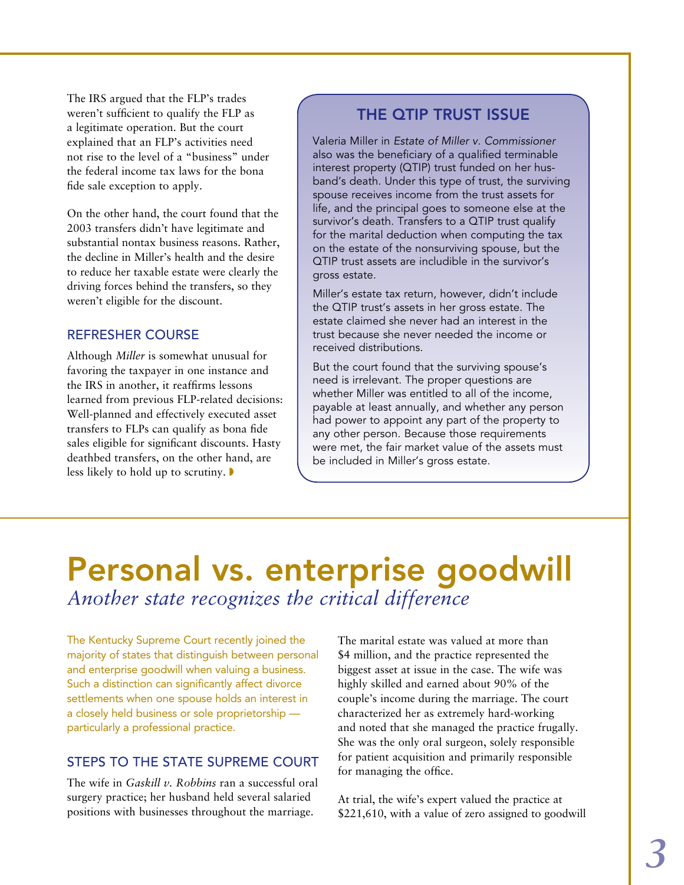The IRS argued that the FLP's trades weren't sufficient to qualify the FLP as a legitimate operation. But the court explained that an FLP's activities need not rise to the level of a "business" under the federal income tax laws for the bona fide sale exception to apply.

On the other hand, the court found that the 2003 transfers didn't have legitimate and substantial nontax business reasons. Rather, the decline in Miller's health and the desire to reduce her taxable estate were clearly the driving forces behind the transfers, so they weren't eligible for the discount.

### REFRESHER COURSE

Although *Miller* is somewhat unusual for favoring the taxpayer in one instance and the IRS in another, it reaffirms lessons learned from previous FLP-related decisions: Well-planned and effectively executed asset transfers to FLPs can qualify as bona fide sales eligible for significant discounts. Hasty deathbed transfers, on the other hand, are less likely to hold up to scrutiny.

### THE QTIP TRUST ISSUE

Valeria Miller in *Estate of Miller v. Commissioner* also was the beneficiary of a qualified terminable interest property (QTIP) trust funded on her husband's death. Under this type of trust, the surviving spouse receives income from the trust assets for life, and the principal goes to someone else at the survivor's death. Transfers to a QTIP trust qualify for the marital deduction when computing the tax on the estate of the nonsurviving spouse, but the QTIP trust assets are includible in the survivor's gross estate.

Miller's estate tax return, however, didn't include the QTIP trust's assets in her gross estate. The estate claimed she never had an interest in the trust because she never needed the income or received distributions.

But the court found that the surviving spouse's need is irrelevant. The proper questions are whether Miller was entitled to all of the income, payable at least annually, and whether any person had power to appoint any part of the property to any other person. Because those requirements were met, the fair market value of the assets must be included in Miller's gross estate.

# Personal vs. enterprise goodwill

*Another state recognizes the critical difference*

The Kentucky Supreme Court recently joined the majority of states that distinguish between personal and enterprise goodwill when valuing a business. Such a distinction can significantly affect divorce settlements when one spouse holds an interest in a closely held business or sole proprietorship — particularly a professional practice.

### STEPS TO THE STATE SUPREME COURT

The wife in *Gaskill v. Robbins* ran a successful oral surgery practice; her husband held several salaried positions with businesses throughout the marriage.

The marital estate was valued at more than $4 million, and the practice represented the biggest asset at issue in the case. The wife was highly skilled and earned about 90% of the couple's income during the marriage. The court characterized her as extremely hard-working and noted that she managed the practice frugally. She was the only oral surgeon, solely responsible for patient acquisition and primarily responsible for managing the office.

At trial, the wife's expert valued the practice at $221,610, with a value of zero assigned to goodwill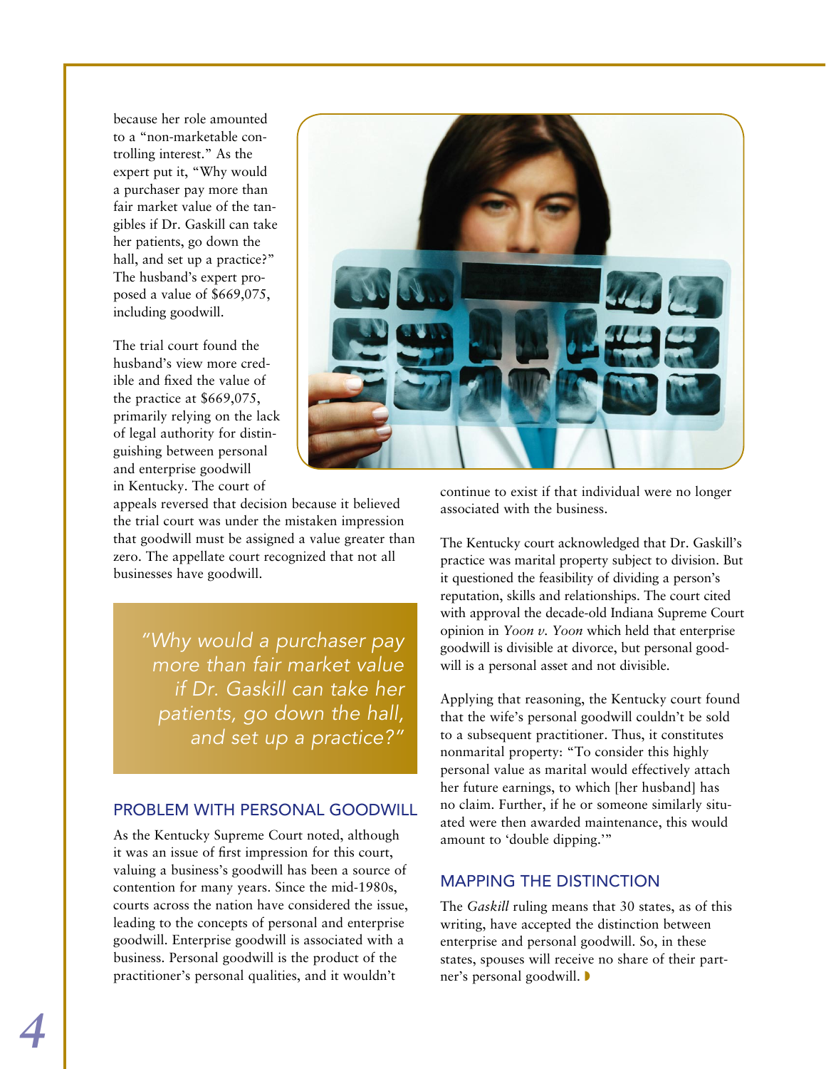because her role amounted to a "non-marketable controlling interest." As the expert put it, "Why would a purchaser pay more than fair market value of the tangibles if Dr. Gaskill can take her patients, go down the hall, and set up a practice?" The husband's expert proposed a value of $669,075, including goodwill.

The trial court found the husband's view more credible and fixed the value of the practice at $669,075, primarily relying on the lack of legal authority for distinguishing between personal and enterprise goodwill in Kentucky. The court of appeals reversed that decision because it believed the trial court was under the mistaken impression that goodwill must be assigned a value greater than zero. The appellate court recognized that not all businesses have goodwill.

> *"Why would a purchaser pay more than fair market value if Dr. Gaskill can take her patients, go down the hall, and set up a practice?"*

## PROBLEM WITH PERSONAL GOODWILL

As the Kentucky Supreme Court noted, although it was an issue of first impression for this court, valuing a business's goodwill has been a source of contention for many years. Since the mid-1980s, courts across the nation have considered the issue, leading to the concepts of personal and enterprise goodwill. Enterprise goodwill is associated with a business. Personal goodwill is the product of the practitioner's personal qualities, and it wouldn't continue to exist if that individual were no longer associated with the business.

The Kentucky court acknowledged that Dr. Gaskill's practice was marital property subject to division. But it questioned the feasibility of dividing a person's reputation, skills and relationships. The court cited with approval the decade-old Indiana Supreme Court opinion in *Yoon v. Yoon* which held that enterprise goodwill is divisible at divorce, but personal goodwill is a personal asset and not divisible.

Applying that reasoning, the Kentucky court found that the wife's personal goodwill couldn't be sold to a subsequent practitioner. Thus, it constitutes nonmarital property: "To consider this highly personal value as marital would effectively attach her future earnings, to which [her husband] has no claim. Further, if he or someone similarly situated were then awarded maintenance, this would amount to 'double dipping.'"

## MAPPING THE DISTINCTION

The *Gaskill* ruling means that 30 states, as of this writing, have accepted the distinction between enterprise and personal goodwill. So, in these states, spouses will receive no share of their partner's personal goodwill.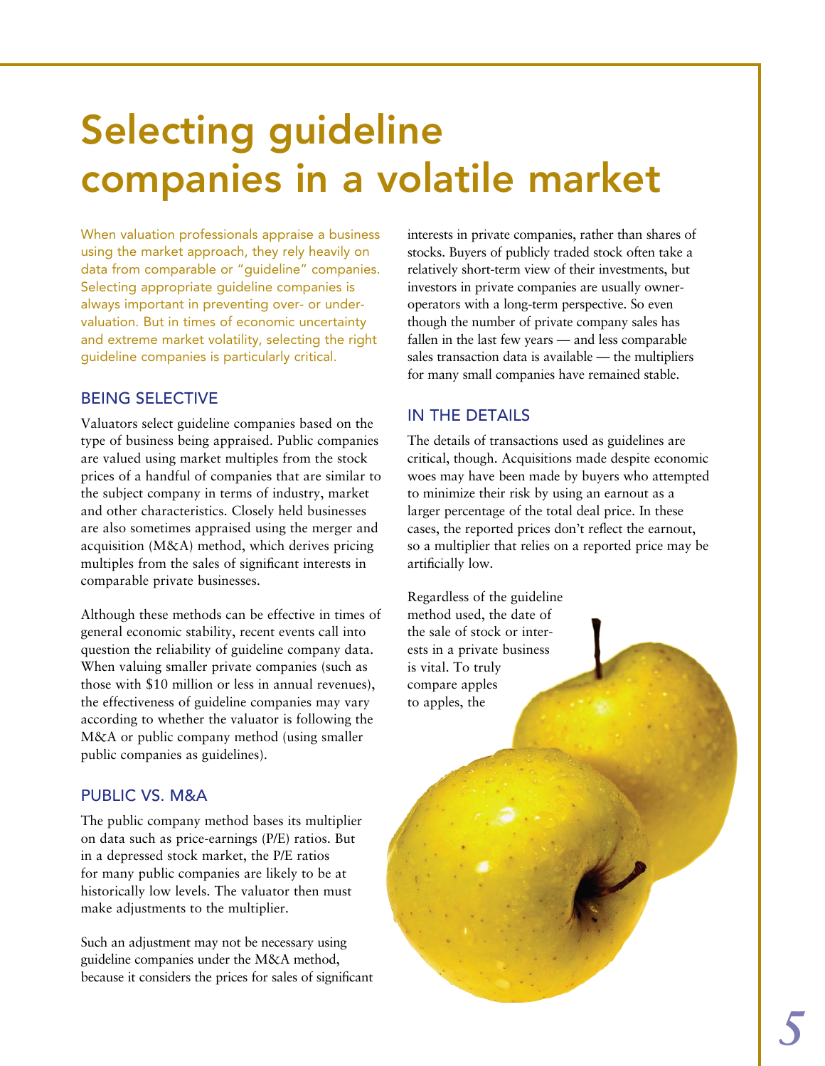# Selecting guideline companies in a volatile market

When valuation professionals appraise a business using the market approach, they rely heavily on data from comparable or "guideline" companies. Selecting appropriate guideline companies is always important in preventing over- or undervaluation. But in times of economic uncertainty and extreme market volatility, selecting the right guideline companies is particularly critical.

## BEING SELECTIVE

Valuators select guideline companies based on the type of business being appraised. Public companies are valued using market multiples from the stock prices of a handful of companies that are similar to the subject company in terms of industry, market and other characteristics. Closely held businesses are also sometimes appraised using the merger and acquisition (M&A) method, which derives pricing multiples from the sales of significant interests in comparable private businesses.

Although these methods can be effective in times of general economic stability, recent events call into question the reliability of guideline company data. When valuing smaller private companies (such as those with $10 million or less in annual revenues), the effectiveness of guideline companies may vary according to whether the valuator is following the M&A or public company method (using smaller public companies as guidelines).

## PUBLIC VS. M&A

The public company method bases its multiplier on data such as price-earnings (P/E) ratios. But in a depressed stock market, the P/E ratios for many public companies are likely to be at historically low levels. The valuator then must make adjustments to the multiplier.

Such an adjustment may not be necessary using guideline companies under the M&A method, because it considers the prices for sales of significant interests in private companies, rather than shares of stocks. Buyers of publicly traded stock often take a relatively short-term view of their investments, but investors in private companies are usually owner-operators with a long-term perspective. So even though the number of private company sales has fallen in the last few years — and less comparable sales transaction data is available — the multipliers for many small companies have remained stable.

## IN THE DETAILS

The details of transactions used as guidelines are critical, though. Acquisitions made despite economic woes may have been made by buyers who attempted to minimize their risk by using an earnout as a larger percentage of the total deal price. In these cases, the reported prices don't reflect the earnout, so a multiplier that relies on a reported price may be artificially low.

Regardless of the guideline method used, the date of the sale of stock or interests in a private business is vital. To truly compare apples to apples, the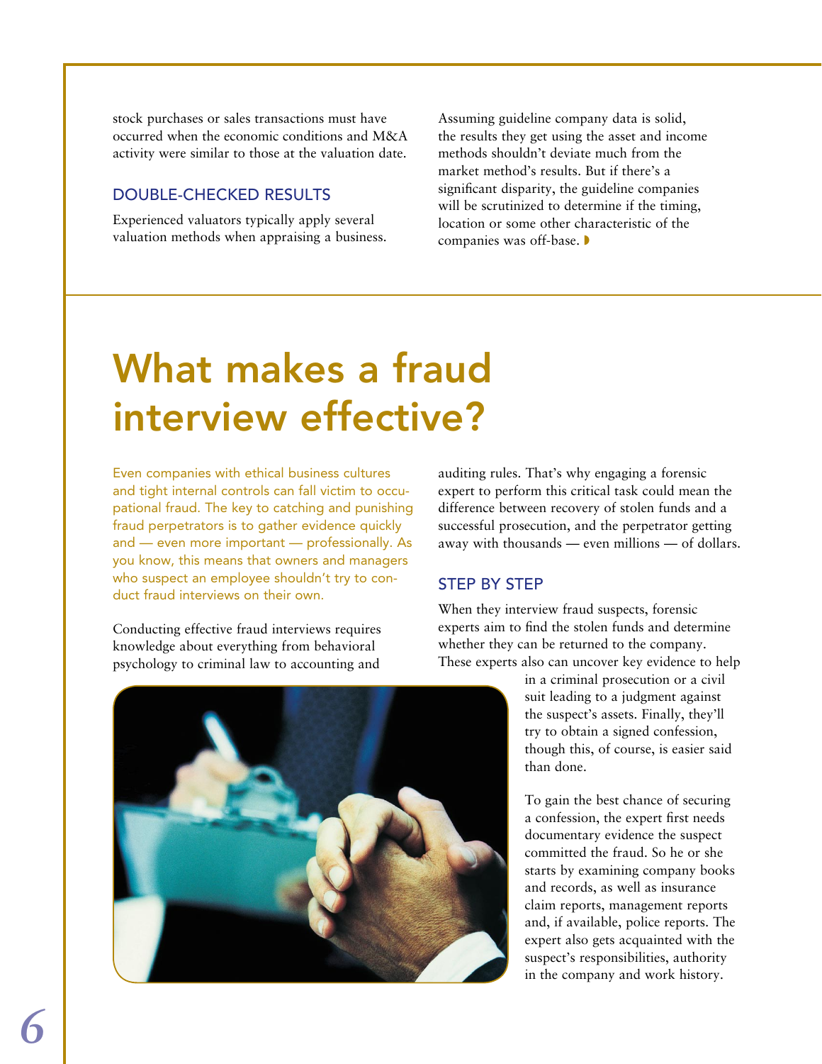stock purchases or sales transactions must have occurred when the economic conditions and M&A activity were similar to those at the valuation date.

### DOUBLE-CHECKED RESULTS

Experienced valuators typically apply several valuation methods when appraising a business. Assuming guideline company data is solid, the results they get using the asset and income methods shouldn't deviate much from the market method's results. But if there's a significant disparity, the guideline companies will be scrutinized to determine if the timing, location or some other characteristic of the companies was off-base.

# What makes a fraud interview effective?

Even companies with ethical business cultures and tight internal controls can fall victim to occupational fraud. The key to catching and punishing fraud perpetrators is to gather evidence quickly and — even more important — professionally. As you know, this means that owners and managers who suspect an employee shouldn't try to conduct fraud interviews on their own.

Conducting effective fraud interviews requires knowledge about everything from behavioral psychology to criminal law to accounting and auditing rules. That's why engaging a forensic expert to perform this critical task could mean the difference between recovery of stolen funds and a successful prosecution, and the perpetrator getting away with thousands — even millions — of dollars.

### STEP BY STEP

When they interview fraud suspects, forensic experts aim to find the stolen funds and determine whether they can be returned to the company. These experts also can uncover key evidence to help in a criminal prosecution or a civil suit leading to a judgment against the suspect's assets. Finally, they'll try to obtain a signed confession, though this, of course, is easier said than done.

To gain the best chance of securing a confession, the expert first needs documentary evidence the suspect committed the fraud. So he or she starts by examining company books and records, as well as insurance claim reports, management reports and, if available, police reports. The expert also gets acquainted with the suspect's responsibilities, authority in the company and work history.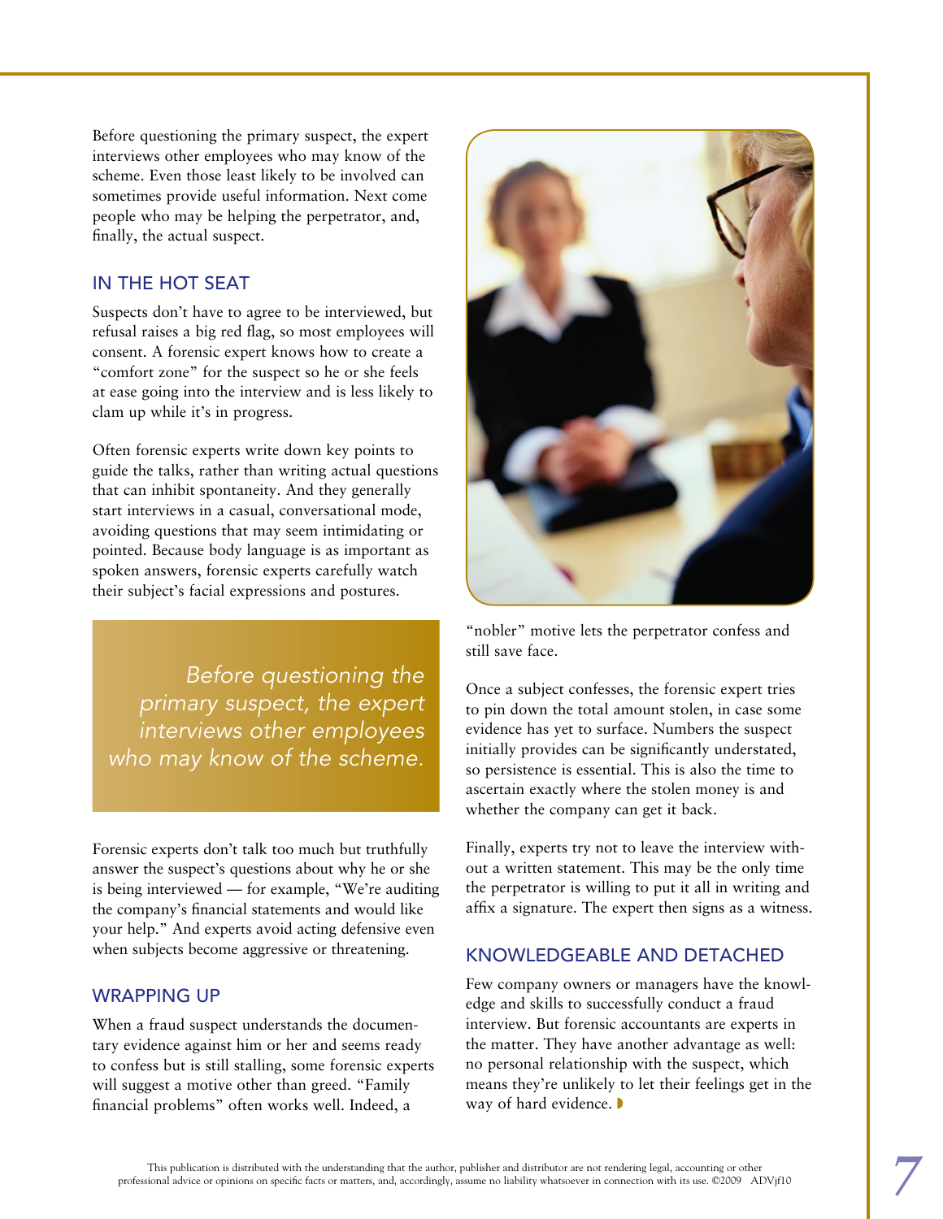Before questioning the primary suspect, the expert interviews other employees who may know of the scheme. Even those least likely to be involved can sometimes provide useful information. Next come people who may be helping the perpetrator, and, finally, the actual suspect.

## IN THE HOT SEAT

Suspects don't have to agree to be interviewed, but refusal raises a big red flag, so most employees will consent. A forensic expert knows how to create a "comfort zone" for the suspect so he or she feels at ease going into the interview and is less likely to clam up while it's in progress.

Often forensic experts write down key points to guide the talks, rather than writing actual questions that can inhibit spontaneity. And they generally start interviews in a casual, conversational mode, avoiding questions that may seem intimidating or pointed. Because body language is as important as spoken answers, forensic experts carefully watch their subject's facial expressions and postures.

> *Before questioning the primary suspect, the expert interviews other employees who may know of the scheme.*

Forensic experts don't talk too much but truthfully answer the suspect's questions about why he or she is being interviewed — for example, "We're auditing the company's financial statements and would like your help." And experts avoid acting defensive even when subjects become aggressive or threatening.

## WRAPPING UP

When a fraud suspect understands the documentary evidence against him or her and seems ready to confess but is still stalling, some forensic experts will suggest a motive other than greed. "Family financial problems" often works well. Indeed, a "nobler" motive lets the perpetrator confess and still save face.

Once a subject confesses, the forensic expert tries to pin down the total amount stolen, in case some evidence has yet to surface. Numbers the suspect initially provides can be significantly understated, so persistence is essential. This is also the time to ascertain exactly where the stolen money is and whether the company can get it back.

Finally, experts try not to leave the interview without a written statement. This may be the only time the perpetrator is willing to put it all in writing and affix a signature. The expert then signs as a witness.

## KNOWLEDGEABLE AND DETACHED

Few company owners or managers have the knowledge and skills to successfully conduct a fraud interview. But forensic accountants are experts in the matter. They have another advantage as well: no personal relationship with the suspect, which means they're unlikely to let their feelings get in the way of hard evidence.

This publication is distributed with the understanding that the author, publisher and distributor are not rendering legal, accounting or other professional advice or opinions on specific facts or matters, and, accordingly, assume no liability whatsoever in connection with its use. ©2009 ADVjf10